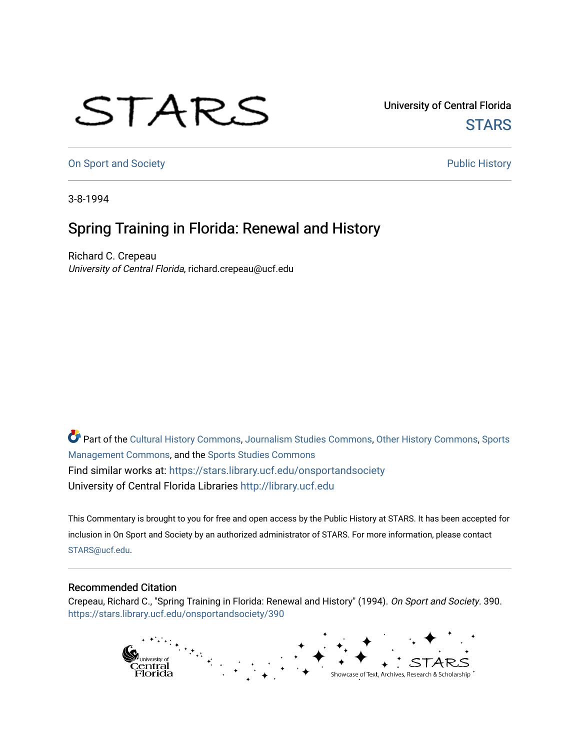University of Central Florida

STARS

On Sport and Society

Public History

3-8-1994

# Spring Training in Florida: Renewal and History

Richard C. Crepeau
*University of Central Florida*, richard.crepeau@ucf.edu

Part of the Cultural History Commons, Journalism Studies Commons, Other History Commons, Sports Management Commons, and the Sports Studies Commons

Find similar works at: https://stars.library.ucf.edu/onsportandsociety

University of Central Florida Libraries http://library.ucf.edu

This Commentary is brought to you for free and open access by the Public History at STARS. It has been accepted for inclusion in On Sport and Society by an authorized administrator of STARS. For more information, please contact STARS@ucf.edu.

## Recommended Citation

Crepeau, Richard C., "Spring Training in Florida: Renewal and History" (1994). *On Sport and Society*. 390. https://stars.library.ucf.edu/onsportandsociety/390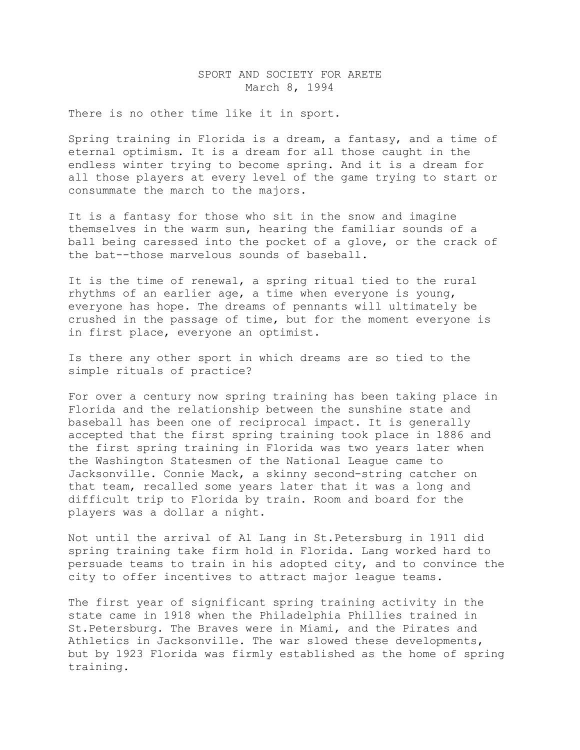SPORT AND SOCIETY FOR ARETE  
March 8, 1994

There is no other time like it in sport.

Spring training in Florida is a dream, a fantasy, and a time of eternal optimism. It is a dream for all those caught in the endless winter trying to become spring. And it is a dream for all those players at every level of the game trying to start or consummate the march to the majors.

It is a fantasy for those who sit in the snow and imagine themselves in the warm sun, hearing the familiar sounds of a ball being caressed into the pocket of a glove, or the crack of the bat--those marvelous sounds of baseball.

It is the time of renewal, a spring ritual tied to the rural rhythms of an earlier age, a time when everyone is young, everyone has hope. The dreams of pennants will ultimately be crushed in the passage of time, but for the moment everyone is in first place, everyone an optimist.

Is there any other sport in which dreams are so tied to the simple rituals of practice?

For over a century now spring training has been taking place in Florida and the relationship between the sunshine state and baseball has been one of reciprocal impact. It is generally accepted that the first spring training took place in 1886 and the first spring training in Florida was two years later when the Washington Statesmen of the National League came to Jacksonville. Connie Mack, a skinny second-string catcher on that team, recalled some years later that it was a long and difficult trip to Florida by train. Room and board for the players was a dollar a night.

Not until the arrival of Al Lang in St.Petersburg in 1911 did spring training take firm hold in Florida. Lang worked hard to persuade teams to train in his adopted city, and to convince the city to offer incentives to attract major league teams.

The first year of significant spring training activity in the state came in 1918 when the Philadelphia Phillies trained in St.Petersburg. The Braves were in Miami, and the Pirates and Athletics in Jacksonville. The war slowed these developments, but by 1923 Florida was firmly established as the home of spring training.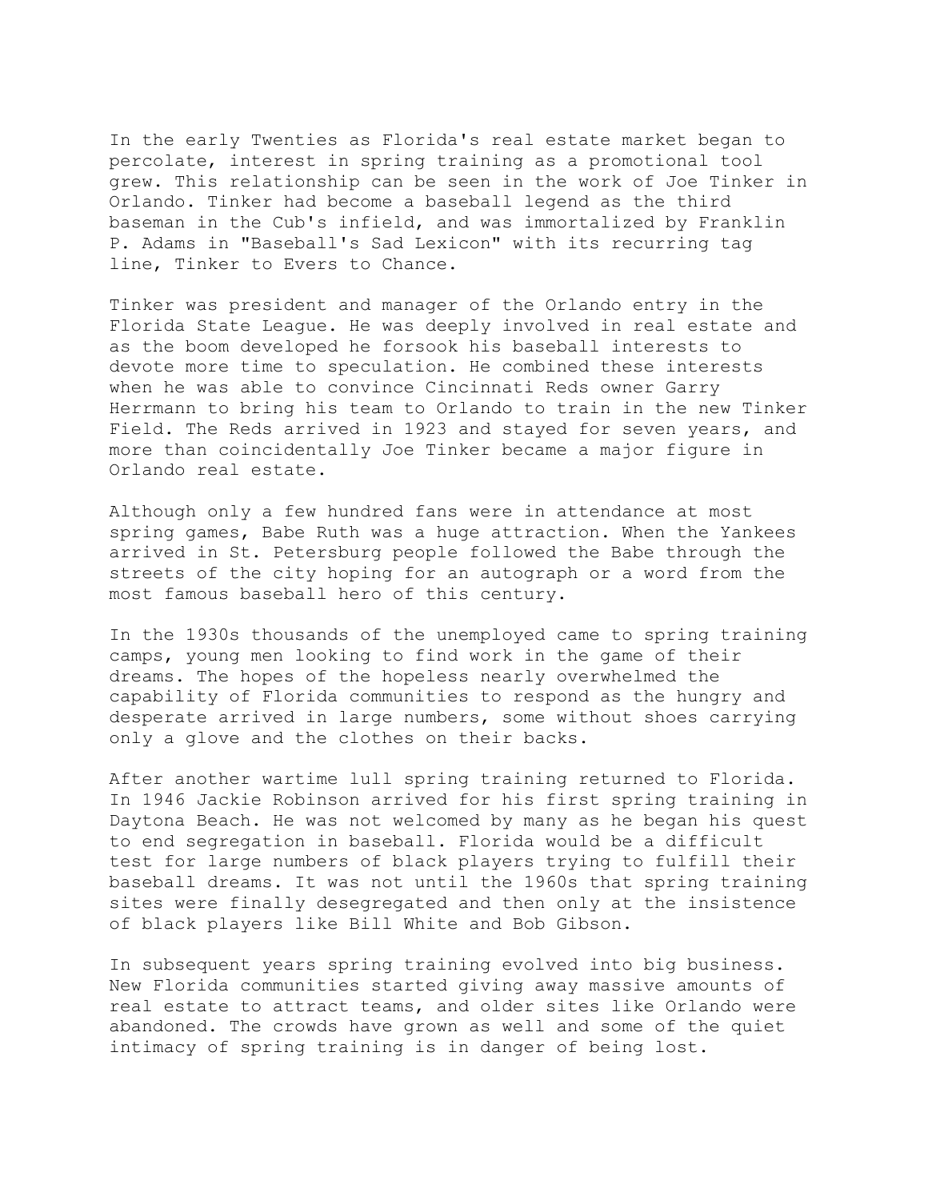In the early Twenties as Florida's real estate market began to percolate, interest in spring training as a promotional tool grew. This relationship can be seen in the work of Joe Tinker in Orlando. Tinker had become a baseball legend as the third baseman in the Cub's infield, and was immortalized by Franklin P. Adams in "Baseball's Sad Lexicon" with its recurring tag line, Tinker to Evers to Chance.

Tinker was president and manager of the Orlando entry in the Florida State League. He was deeply involved in real estate and as the boom developed he forsook his baseball interests to devote more time to speculation. He combined these interests when he was able to convince Cincinnati Reds owner Garry Herrmann to bring his team to Orlando to train in the new Tinker Field. The Reds arrived in 1923 and stayed for seven years, and more than coincidentally Joe Tinker became a major figure in Orlando real estate.

Although only a few hundred fans were in attendance at most spring games, Babe Ruth was a huge attraction. When the Yankees arrived in St. Petersburg people followed the Babe through the streets of the city hoping for an autograph or a word from the most famous baseball hero of this century.

In the 1930s thousands of the unemployed came to spring training camps, young men looking to find work in the game of their dreams. The hopes of the hopeless nearly overwhelmed the capability of Florida communities to respond as the hungry and desperate arrived in large numbers, some without shoes carrying only a glove and the clothes on their backs.

After another wartime lull spring training returned to Florida. In 1946 Jackie Robinson arrived for his first spring training in Daytona Beach. He was not welcomed by many as he began his quest to end segregation in baseball. Florida would be a difficult test for large numbers of black players trying to fulfill their baseball dreams. It was not until the 1960s that spring training sites were finally desegregated and then only at the insistence of black players like Bill White and Bob Gibson.

In subsequent years spring training evolved into big business. New Florida communities started giving away massive amounts of real estate to attract teams, and older sites like Orlando were abandoned. The crowds have grown as well and some of the quiet intimacy of spring training is in danger of being lost.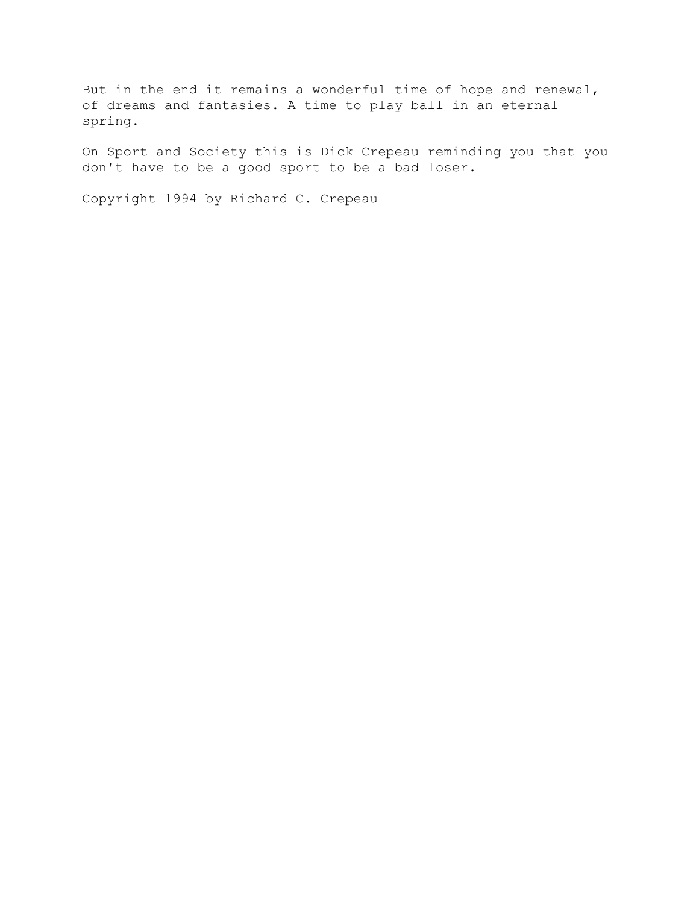But in the end it remains a wonderful time of hope and renewal, of dreams and fantasies. A time to play ball in an eternal spring.

On Sport and Society this is Dick Crepeau reminding you that you don't have to be a good sport to be a bad loser.

Copyright 1994 by Richard C. Crepeau